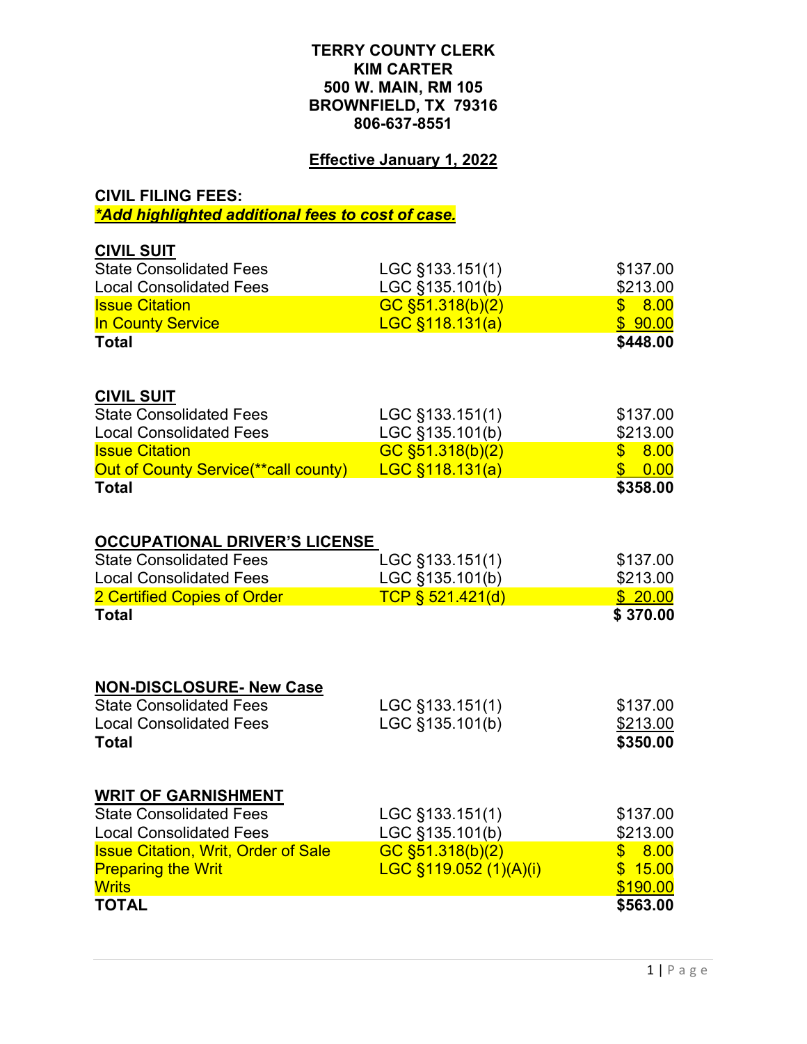**TERRY COUNTY CLERK**
**KIM CARTER**
**500 W. MAIN, RM 105**
**BROWNFIELD, TX 79316**
**806-637-8551**

**Effective January 1, 2022**

**CIVIL FILING FEES:**
***\*Add highlighted additional fees to cost of case.***

**CIVIL SUIT**

| | | |
|---|---|---|
| State Consolidated Fees | LGC §133.151(1) | $137.00 |
| Local Consolidated Fees | LGC §135.101(b) | $213.00 |
| Issue Citation | GC §51.318(b)(2) | $ 8.00 |
| In County Service | LGC §118.131(a) | $ 90.00 |
| **Total** | | **$448.00** |

**CIVIL SUIT**

| | | |
|---|---|---|
| State Consolidated Fees | LGC §133.151(1) | $137.00 |
| Local Consolidated Fees | LGC §135.101(b) | $213.00 |
| Issue Citation | GC §51.318(b)(2) | $ 8.00 |
| Out of County Service(**call county) | LGC §118.131(a) | $ 0.00 |
| **Total** | | **$358.00** |

**OCCUPATIONAL DRIVER'S LICENSE**

| | | |
|---|---|---|
| State Consolidated Fees | LGC §133.151(1) | $137.00 |
| Local Consolidated Fees | LGC §135.101(b) | $213.00 |
| 2 Certified Copies of Order | TCP § 521.421(d) | $ 20.00 |
| **Total** | | **$ 370.00** |

**NON-DISCLOSURE- New Case**

| | | |
|---|---|---|
| State Consolidated Fees | LGC §133.151(1) | $137.00 |
| Local Consolidated Fees | LGC §135.101(b) | $213.00 |
| **Total** | | **$350.00** |

**WRIT OF GARNISHMENT**

| | | |
|---|---|---|
| State Consolidated Fees | LGC §133.151(1) | $137.00 |
| Local Consolidated Fees | LGC §135.101(b) | $213.00 |
| Issue Citation, Writ, Order of Sale | GC §51.318(b)(2) | $ 8.00 |
| Preparing the Writ | LGC §119.052 (1)(A)(i) | $ 15.00 |
| Writs | | $190.00 |
| **TOTAL** | | **$563.00** |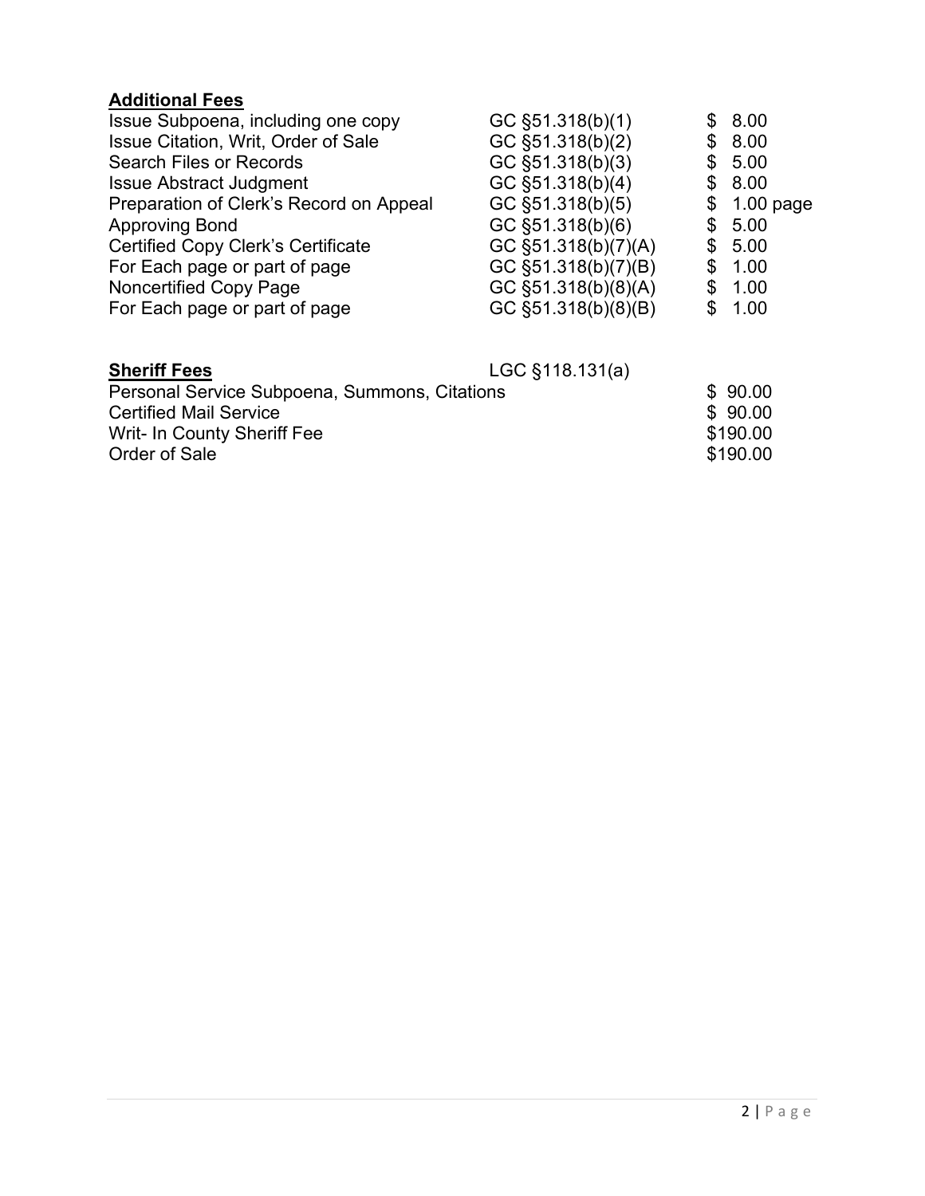**Additional Fees**

| | | |
|---|---|---|
| Issue Subpoena, including one copy | GC §51.318(b)(1) | $ 8.00 |
| Issue Citation, Writ, Order of Sale | GC §51.318(b)(2) | $ 8.00 |
| Search Files or Records | GC §51.318(b)(3) | $ 5.00 |
| Issue Abstract Judgment | GC §51.318(b)(4) | $ 8.00 |
| Preparation of Clerk's Record on Appeal | GC §51.318(b)(5) | $ 1.00 page |
| Approving Bond | GC §51.318(b)(6) | $ 5.00 |
| Certified Copy Clerk's Certificate | GC §51.318(b)(7)(A) | $ 5.00 |
| For Each page or part of page | GC §51.318(b)(7)(B) | $ 1.00 |
| Noncertified Copy Page | GC §51.318(b)(8)(A) | $ 1.00 |
| For Each page or part of page | GC §51.318(b)(8)(B) | $ 1.00 |

**Sheriff Fees** LGC §118.131(a)

| | |
|---|---|
| Personal Service Subpoena, Summons, Citations | $ 90.00 |
| Certified Mail Service | $ 90.00 |
| Writ- In County Sheriff Fee | $190.00 |
| Order of Sale | $190.00 |